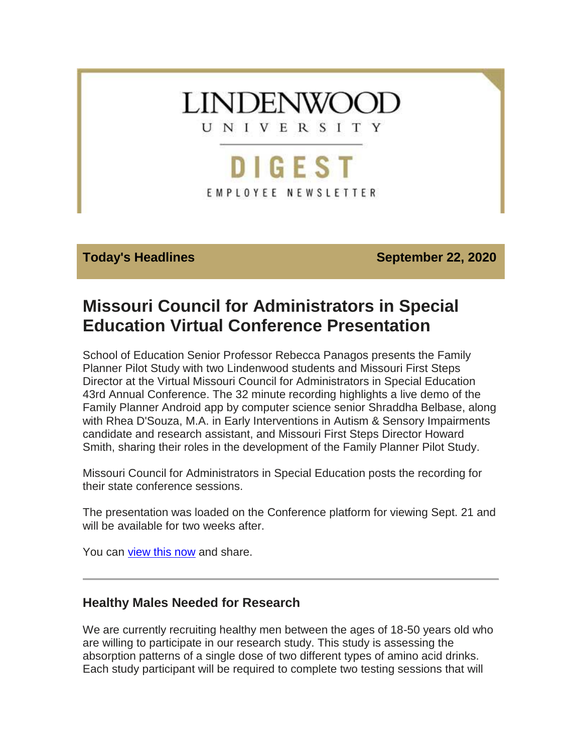LINDENWOOD

UNIVERSITY

DIGEST

EMPLOYEE NEWSLETTER

**Today's Headlines** **September 22, 2020**

# Missouri Council for Administrators in Special Education Virtual Conference Presentation

School of Education Senior Professor Rebecca Panagos presents the Family Planner Pilot Study with two Lindenwood students and Missouri First Steps Director at the Virtual Missouri Council for Administrators in Special Education 43rd Annual Conference. The 32 minute recording highlights a live demo of the Family Planner Android app by computer science senior Shraddha Belbase, along with Rhea D'Souza, M.A. in Early Interventions in Autism & Sensory Impairments candidate and research assistant, and Missouri First Steps Director Howard Smith, sharing their roles in the development of the Family Planner Pilot Study.

Missouri Council for Administrators in Special Education posts the recording for their state conference sessions.

The presentation was loaded on the Conference platform for viewing Sept. 21 and will be available for two weeks after.

You can view this now and share.

---

### Healthy Males Needed for Research

We are currently recruiting healthy men between the ages of 18-50 years old who are willing to participate in our research study. This study is assessing the absorption patterns of a single dose of two different types of amino acid drinks. Each study participant will be required to complete two testing sessions that will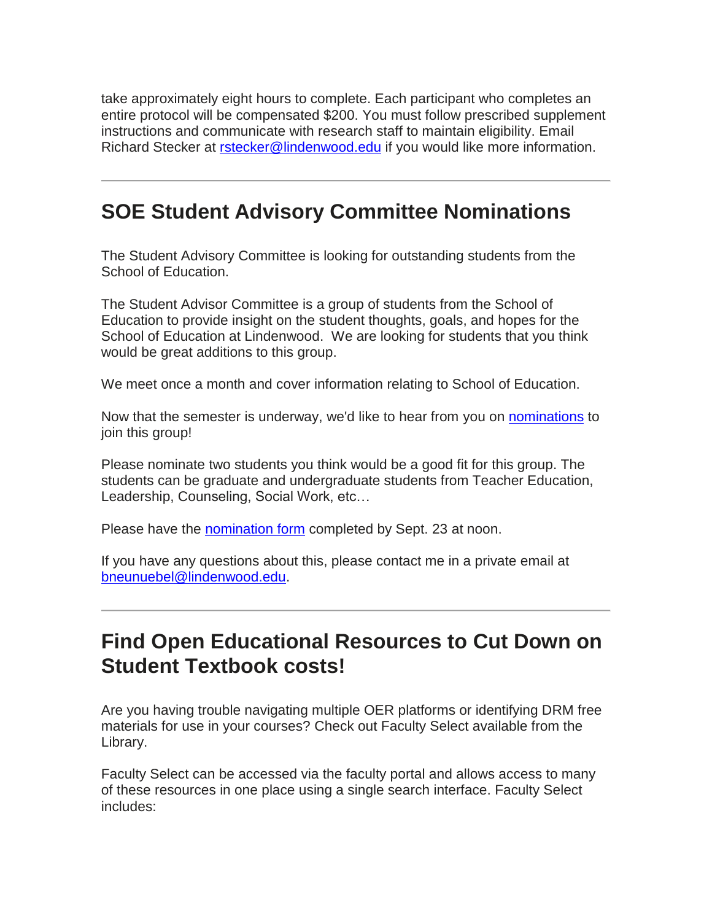take approximately eight hours to complete. Each participant who completes an entire protocol will be compensated $200. You must follow prescribed supplement instructions and communicate with research staff to maintain eligibility. Email Richard Stecker at rstecker@lindenwood.edu if you would like more information.

---

## SOE Student Advisory Committee Nominations

The Student Advisory Committee is looking for outstanding students from the School of Education.

The Student Advisor Committee is a group of students from the School of Education to provide insight on the student thoughts, goals, and hopes for the School of Education at Lindenwood. We are looking for students that you think would be great additions to this group.

We meet once a month and cover information relating to School of Education.

Now that the semester is underway, we'd like to hear from you on nominations to join this group!

Please nominate two students you think would be a good fit for this group. The students can be graduate and undergraduate students from Teacher Education, Leadership, Counseling, Social Work, etc…

Please have the nomination form completed by Sept. 23 at noon.

If you have any questions about this, please contact me in a private email at bneunuebel@lindenwood.edu.

---

## Find Open Educational Resources to Cut Down on Student Textbook costs!

Are you having trouble navigating multiple OER platforms or identifying DRM free materials for use in your courses? Check out Faculty Select available from the Library.

Faculty Select can be accessed via the faculty portal and allows access to many of these resources in one place using a single search interface. Faculty Select includes: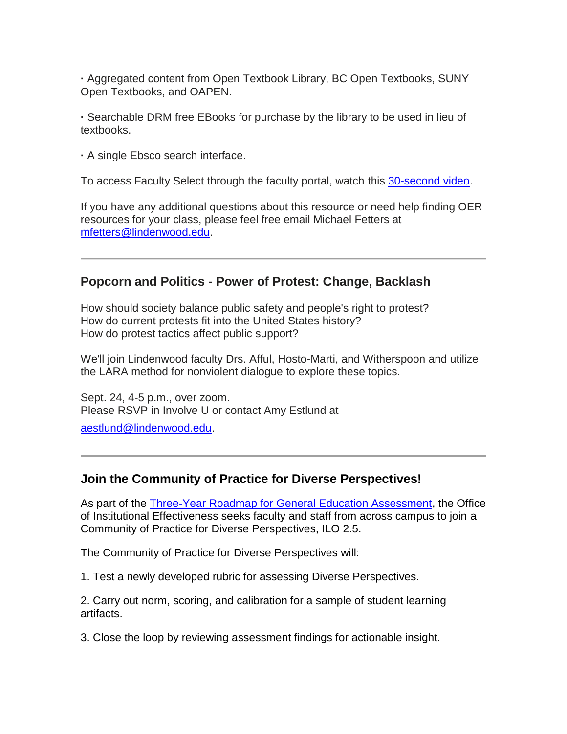· Aggregated content from Open Textbook Library, BC Open Textbooks, SUNY Open Textbooks, and OAPEN.

· Searchable DRM free EBooks for purchase by the library to be used in lieu of textbooks.

· A single Ebsco search interface.

To access Faculty Select through the faculty portal, watch this [30-second video](#).

If you have any additional questions about this resource or need help finding OER resources for your class, please feel free email Michael Fetters at [mfetters@lindenwood.edu](mailto:mfetters@lindenwood.edu).

---

### Popcorn and Politics - Power of Protest: Change, Backlash

How should society balance public safety and people's right to protest?
How do current protests fit into the United States history?
How do protest tactics affect public support?

We'll join Lindenwood faculty Drs. Afful, Hosto-Marti, and Witherspoon and utilize the LARA method for nonviolent dialogue to explore these topics.

Sept. 24, 4-5 p.m., over zoom.
Please RSVP in Involve U or contact Amy Estlund at
[aestlund@lindenwood.edu](mailto:aestlund@lindenwood.edu).

---

### Join the Community of Practice for Diverse Perspectives!

As part of the [Three-Year Roadmap for General Education Assessment](#), the Office of Institutional Effectiveness seeks faculty and staff from across campus to join a Community of Practice for Diverse Perspectives, ILO 2.5.

The Community of Practice for Diverse Perspectives will:

1. Test a newly developed rubric for assessing Diverse Perspectives.

2. Carry out norm, scoring, and calibration for a sample of student learning artifacts.

3. Close the loop by reviewing assessment findings for actionable insight.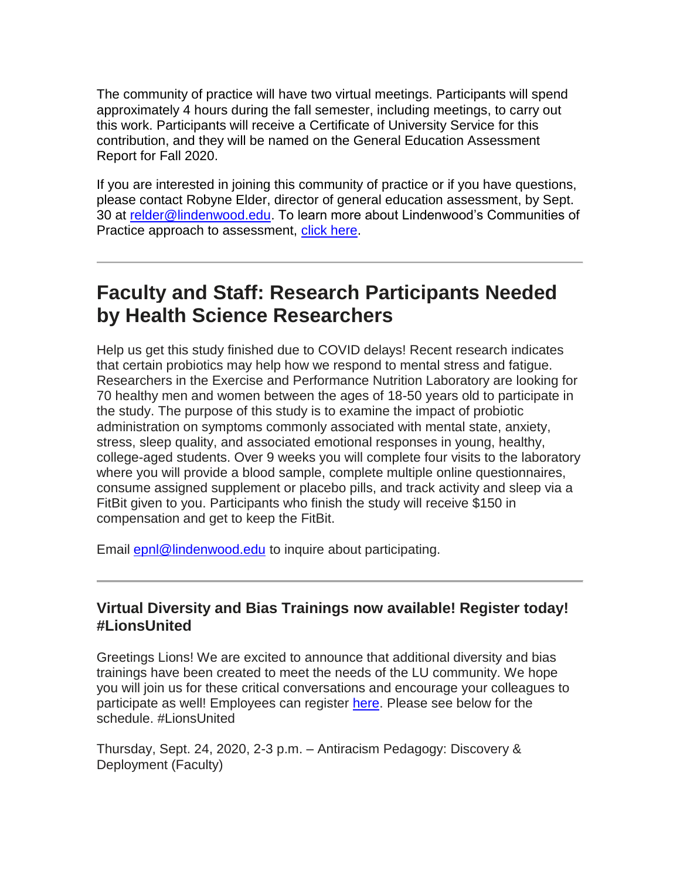The community of practice will have two virtual meetings. Participants will spend approximately 4 hours during the fall semester, including meetings, to carry out this work. Participants will receive a Certificate of University Service for this contribution, and they will be named on the General Education Assessment Report for Fall 2020.

If you are interested in joining this community of practice or if you have questions, please contact Robyne Elder, director of general education assessment, by Sept. 30 at [relder@lindenwood.edu](mailto:relder@lindenwood.edu). To learn more about Lindenwood's Communities of Practice approach to assessment, [click here]().

---

# Faculty and Staff: Research Participants Needed by Health Science Researchers

Help us get this study finished due to COVID delays! Recent research indicates that certain probiotics may help how we respond to mental stress and fatigue. Researchers in the Exercise and Performance Nutrition Laboratory are looking for 70 healthy men and women between the ages of 18-50 years old to participate in the study. The purpose of this study is to examine the impact of probiotic administration on symptoms commonly associated with mental state, anxiety, stress, sleep quality, and associated emotional responses in young, healthy, college-aged students. Over 9 weeks you will complete four visits to the laboratory where you will provide a blood sample, complete multiple online questionnaires, consume assigned supplement or placebo pills, and track activity and sleep via a FitBit given to you. Participants who finish the study will receive $150 in compensation and get to keep the FitBit.

Email [epnl@lindenwood.edu](mailto:epnl@lindenwood.edu) to inquire about participating.

---

### Virtual Diversity and Bias Trainings now available! Register today! #LionsUnited

Greetings Lions! We are excited to announce that additional diversity and bias trainings have been created to meet the needs of the LU community. We hope you will join us for these critical conversations and encourage your colleagues to participate as well! Employees can register [here](). Please see below for the schedule. #LionsUnited

Thursday, Sept. 24, 2020, 2-3 p.m. – Antiracism Pedagogy: Discovery & Deployment (Faculty)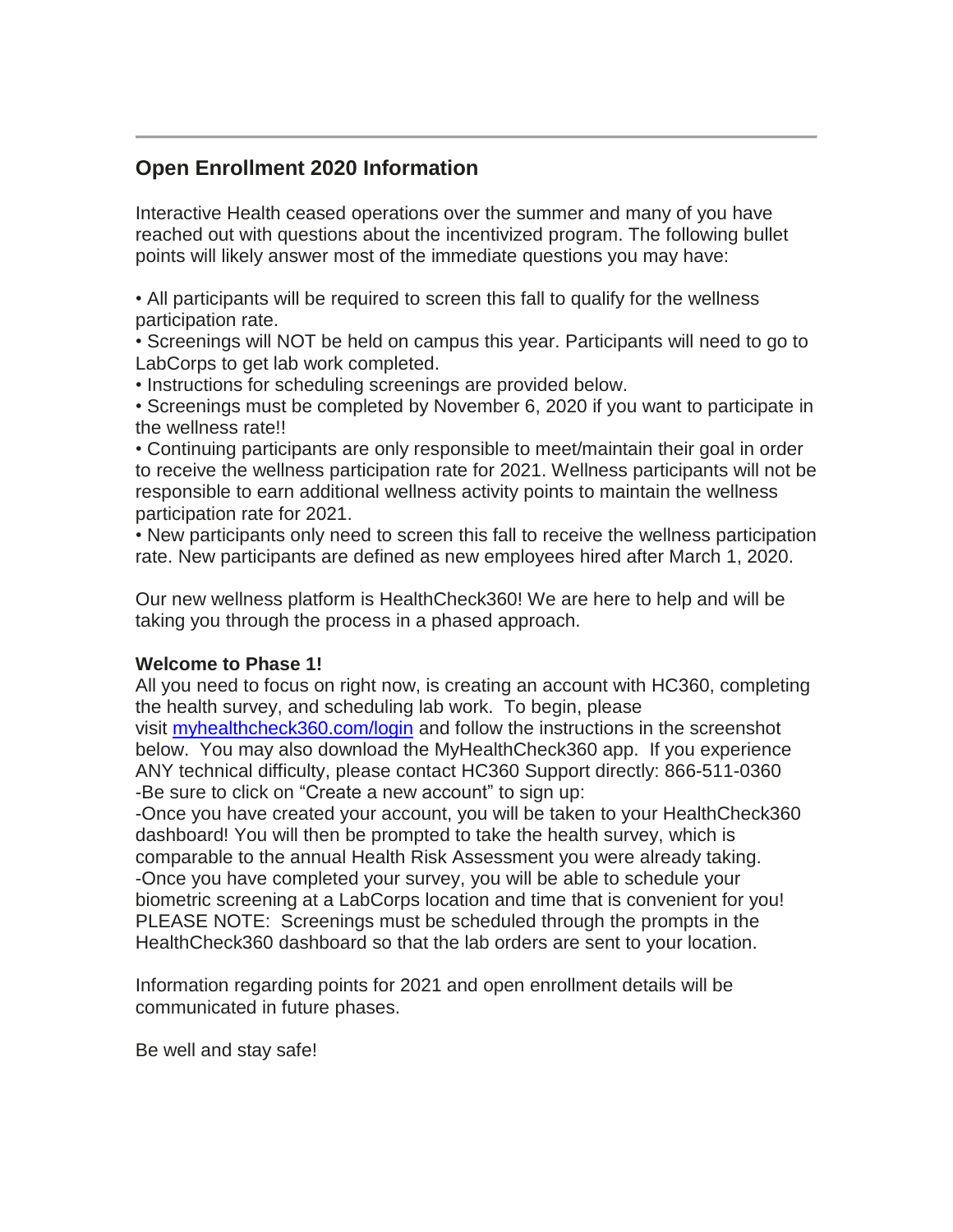---

## Open Enrollment 2020 Information

Interactive Health ceased operations over the summer and many of you have reached out with questions about the incentivized program. The following bullet points will likely answer most of the immediate questions you may have:

- All participants will be required to screen this fall to qualify for the wellness participation rate.
- Screenings will NOT be held on campus this year. Participants will need to go to LabCorps to get lab work completed.
- Instructions for scheduling screenings are provided below.
- Screenings must be completed by November 6, 2020 if you want to participate in the wellness rate!!
- Continuing participants are only responsible to meet/maintain their goal in order to receive the wellness participation rate for 2021. Wellness participants will not be responsible to earn additional wellness activity points to maintain the wellness participation rate for 2021.
- New participants only need to screen this fall to receive the wellness participation rate. New participants are defined as new employees hired after March 1, 2020.

Our new wellness platform is HealthCheck360! We are here to help and will be taking you through the process in a phased approach.

**Welcome to Phase 1!**
All you need to focus on right now, is creating an account with HC360, completing the health survey, and scheduling lab work. To begin, please visit [myhealthcheck360.com/login](myhealthcheck360.com/login) and follow the instructions in the screenshot below. You may also download the MyHealthCheck360 app. If you experience ANY technical difficulty, please contact HC360 Support directly: 866-511-0360
-Be sure to click on "Create a new account" to sign up:
-Once you have created your account, you will be taken to your HealthCheck360 dashboard! You will then be prompted to take the health survey, which is comparable to the annual Health Risk Assessment you were already taking.
-Once you have completed your survey, you will be able to schedule your biometric screening at a LabCorps location and time that is convenient for you!
PLEASE NOTE: Screenings must be scheduled through the prompts in the HealthCheck360 dashboard so that the lab orders are sent to your location.

Information regarding points for 2021 and open enrollment details will be communicated in future phases.

Be well and stay safe!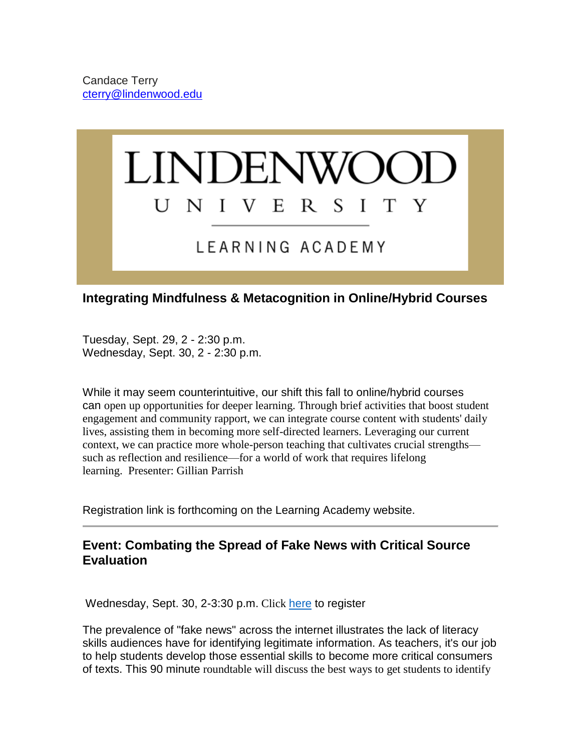Candace Terry
cterry@lindenwood.edu

LINDENWOOD UNIVERSITY

LEARNING ACADEMY

## Integrating Mindfulness & Metacognition in Online/Hybrid Courses

Tuesday, Sept. 29, 2 - 2:30 p.m.
Wednesday, Sept. 30, 2 - 2:30 p.m.

While it may seem counterintuitive, our shift this fall to online/hybrid courses can open up opportunities for deeper learning. Through brief activities that boost student engagement and community rapport, we can integrate course content with students' daily lives, assisting them in becoming more self-directed learners. Leveraging our current context, we can practice more whole-person teaching that cultivates crucial strengths—such as reflection and resilience—for a world of work that requires lifelong learning. Presenter: Gillian Parrish

Registration link is forthcoming on the Learning Academy website.

---

## Event: Combating the Spread of Fake News with Critical Source Evaluation

Wednesday, Sept. 30, 2-3:30 p.m. Click here to register

The prevalence of "fake news" across the internet illustrates the lack of literacy skills audiences have for identifying legitimate information. As teachers, it's our job to help students develop those essential skills to become more critical consumers of texts. This 90 minute roundtable will discuss the best ways to get students to identify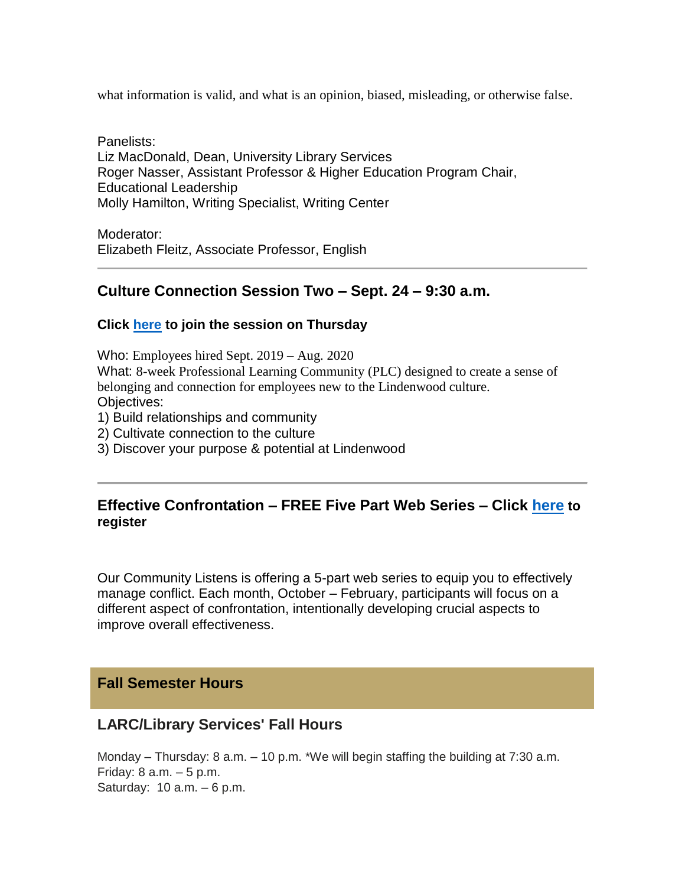what information is valid, and what is an opinion, biased, misleading, or otherwise false.

Panelists:
Liz MacDonald, Dean, University Library Services
Roger Nasser, Assistant Professor & Higher Education Program Chair, Educational Leadership
Molly Hamilton, Writing Specialist, Writing Center

Moderator:
Elizabeth Fleitz, Associate Professor, English

---

### Culture Connection Session Two – Sept. 24 – 9:30 a.m.

**Click here to join the session on Thursday**

Who: Employees hired Sept. 2019 – Aug. 2020
What: 8-week Professional Learning Community (PLC) designed to create a sense of belonging and connection for employees new to the Lindenwood culture.
Objectives:
1) Build relationships and community
2) Cultivate connection to the culture
3) Discover your purpose & potential at Lindenwood

---

### Effective Confrontation – FREE Five Part Web Series – Click here to register

Our Community Listens is offering a 5-part web series to equip you to effectively manage conflict. Each month, October – February, participants will focus on a different aspect of confrontation, intentionally developing crucial aspects to improve overall effectiveness.

## Fall Semester Hours

### LARC/Library Services' Fall Hours

Monday – Thursday: 8 a.m. – 10 p.m. *We will begin staffing the building at 7:30 a.m.
Friday: 8 a.m. – 5 p.m.
Saturday: 10 a.m. – 6 p.m.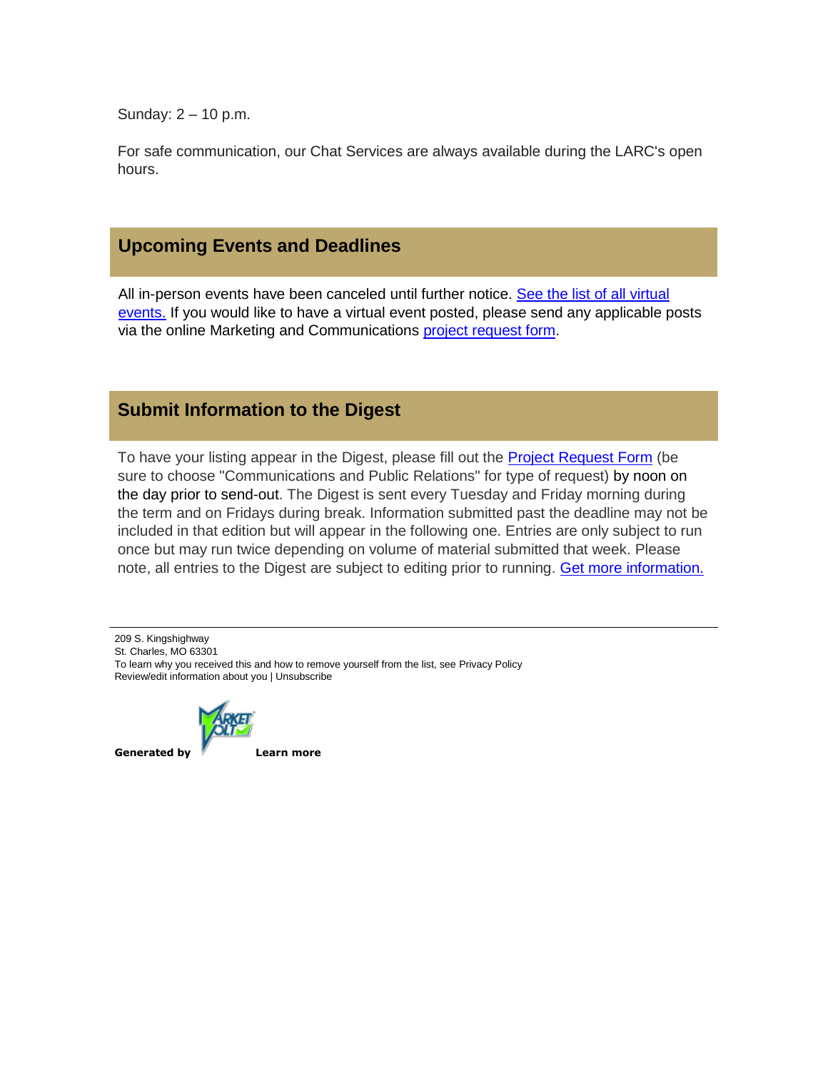Sunday: 2 – 10 p.m.

For safe communication, our Chat Services are always available during the LARC's open hours.

## Upcoming Events and Deadlines

All in-person events have been canceled until further notice. See the list of all virtual events. If you would like to have a virtual event posted, please send any applicable posts via the online Marketing and Communications project request form.

## Submit Information to the Digest

To have your listing appear in the Digest, please fill out the Project Request Form (be sure to choose "Communications and Public Relations" for type of request) by noon on the day prior to send-out. The Digest is sent every Tuesday and Friday morning during the term and on Fridays during break. Information submitted past the deadline may not be included in that edition but will appear in the following one. Entries are only subject to run once but may run twice depending on volume of material submitted that week. Please note, all entries to the Digest are subject to editing prior to running. Get more information.

---

209 S. Kingshighway
St. Charles, MO 63301
To learn why you received this and how to remove yourself from the list, see Privacy Policy
Review/edit information about you | Unsubscribe

**Generated by** **Learn more**